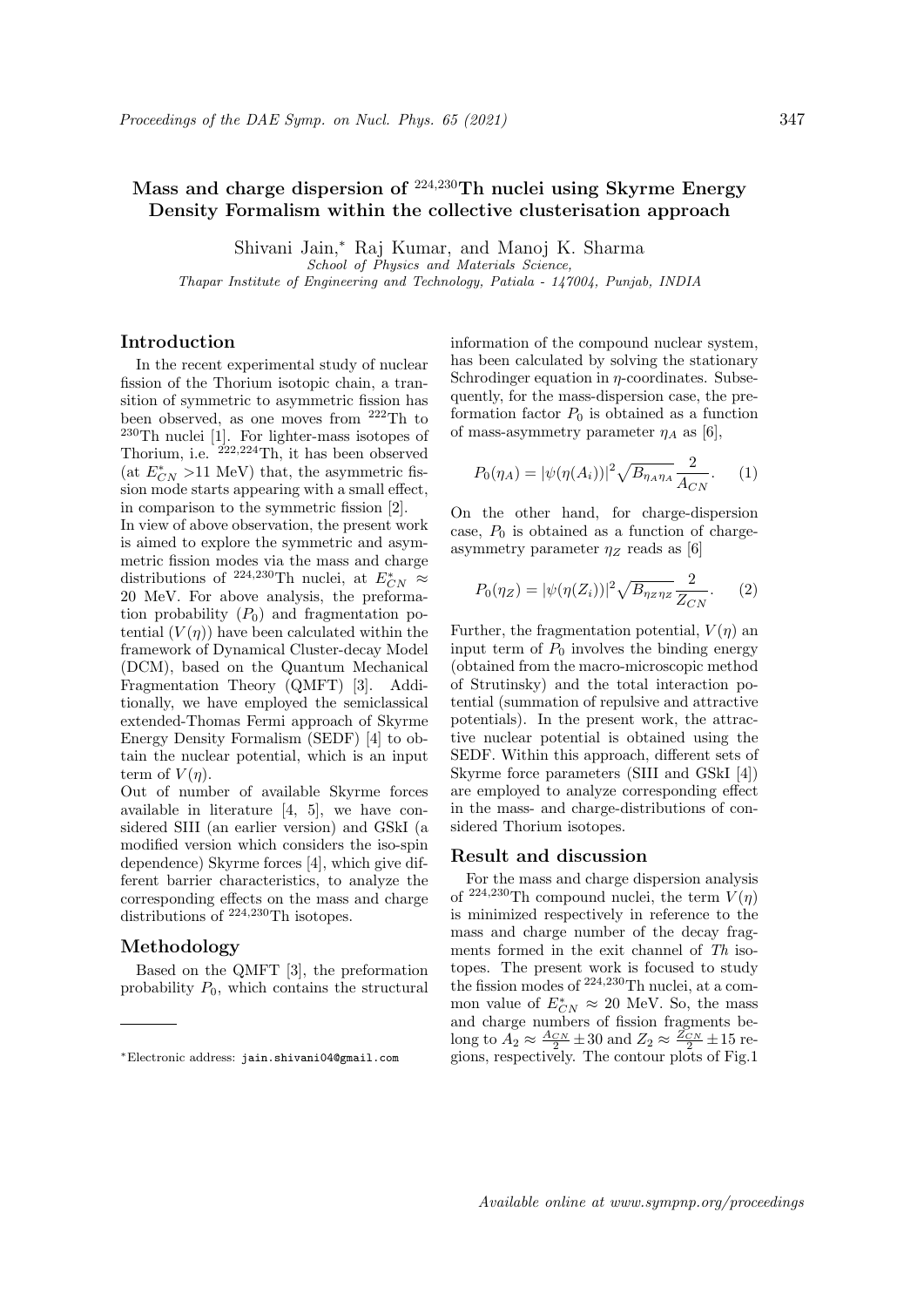# Mass and charge dispersion of $^{224,230}$Th nuclei using Skyrme Energy Density Formalism within the collective clusterisation approach

Shivani Jain,* Raj Kumar, and Manoj K. Sharma

*School of Physics and Materials Science, Thapar Institute of Engineering and Technology, Patiala - 147004, Punjab, INDIA*

## Introduction

In the recent experimental study of nuclear fission of the Thorium isotopic chain, a transition of symmetric to asymmetric fission has been observed, as one moves from $^{222}$Th to $^{230}$Th nuclei [1]. For lighter-mass isotopes of Thorium, i.e. $^{222,224}$Th, it has been observed (at $E^*_{CN}$ >11 MeV) that, the asymmetric fission mode starts appearing with a small effect, in comparison to the symmetric fission [2].

In view of above observation, the present work is aimed to explore the symmetric and asymmetric fission modes via the mass and charge distributions of $^{224,230}$Th nuclei, at $E^*_{CN} \approx$ 20 MeV. For above analysis, the preformation probability ($P_0$) and fragmentation potential ($V(\eta)$) have been calculated within the framework of Dynamical Cluster-decay Model (DCM), based on the Quantum Mechanical Fragmentation Theory (QMFT) [3]. Additionally, we have employed the semiclassical extended-Thomas Fermi approach of Skyrme Energy Density Formalism (SEDF) [4] to obtain the nuclear potential, which is an input term of $V(\eta)$.

Out of number of available Skyrme forces available in literature [4, 5], we have considered SIII (an earlier version) and GSkI (a modified version which considers the iso-spin dependence) Skyrme forces [4], which give different barrier characteristics, to analyze the corresponding effects on the mass and charge distributions of $^{224,230}$Th isotopes.

## Methodology

Based on the QMFT [3], the preformation probability $P_0$, which contains the structural information of the compound nuclear system, has been calculated by solving the stationary Schrodinger equation in $\eta$-coordinates. Subsequently, for the mass-dispersion case, the preformation factor $P_0$ is obtained as a function of mass-asymmetry parameter $\eta_A$ as [6],

$$P_0(\eta_A) = |\psi(\eta(A_i))|^2 \sqrt{B_{\eta_A \eta_A}} \frac{2}{A_{CN}}. \quad (1)$$

On the other hand, for charge-dispersion case, $P_0$ is obtained as a function of charge-asymmetry parameter $\eta_Z$ reads as [6]

$$P_0(\eta_Z) = |\psi(\eta(Z_i))|^2 \sqrt{B_{\eta_Z \eta_Z}} \frac{2}{Z_{CN}}. \quad (2)$$

Further, the fragmentation potential, $V(\eta)$ an input term of $P_0$ involves the binding energy (obtained from the macro-microscopic method of Strutinsky) and the total interaction potential (summation of repulsive and attractive potentials). In the present work, the attractive nuclear potential is obtained using the SEDF. Within this approach, different sets of Skyrme force parameters (SIII and GSkI [4]) are employed to analyze corresponding effect in the mass- and charge-distributions of considered Thorium isotopes.

## Result and discussion

For the mass and charge dispersion analysis of $^{224,230}$Th compound nuclei, the term $V(\eta)$ is minimized respectively in reference to the mass and charge number of the decay fragments formed in the exit channel of *Th* isotopes. The present work is focused to study the fission modes of $^{224,230}$Th nuclei, at a common value of $E^*_{CN} \approx 20$ MeV. So, the mass and charge numbers of fission fragments belong to $A_2 \approx \frac{A_{CN}}{2} \pm 30$ and $Z_2 \approx \frac{Z_{CN}}{2} \pm 15$ regions, respectively. The contour plots of Fig.1

*Electronic address: jain.shivani04@gmail.com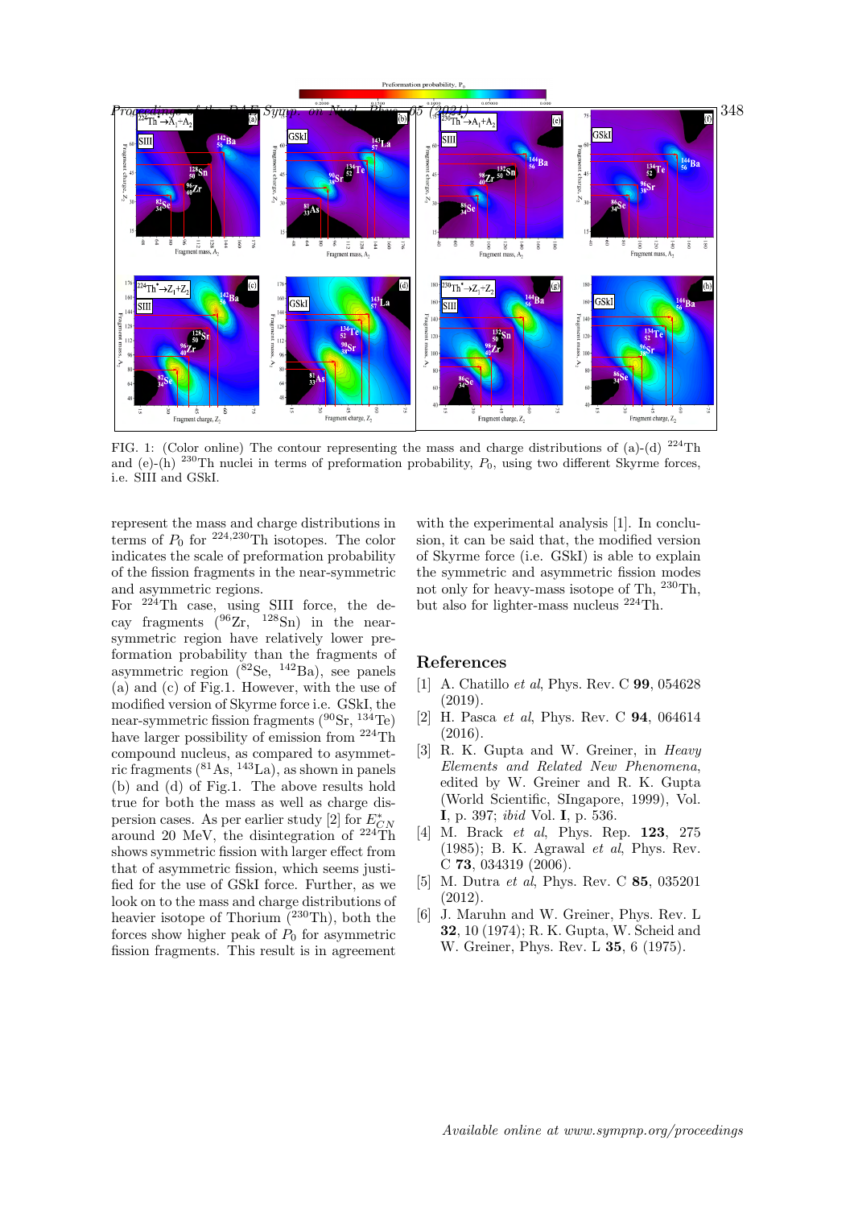Preformation probability, $P_0$

0.2000 0.1500 0.1000 0.05000 0.000

FIG. 1: (Color online) The contour representing the mass and charge distributions of (a)-(d) $^{224}$Th and (e)-(h) $^{230}$Th nuclei in terms of preformation probability, $P_0$, using two different Skyrme forces, i.e. SIII and GSkI.

represent the mass and charge distributions in terms of $P_0$ for $^{224,230}$Th isotopes. The color indicates the scale of preformation probability of the fission fragments in the near-symmetric and asymmetric regions.

For $^{224}$Th case, using SIII force, the decay fragments ($^{96}$Zr, $^{128}$Sn) in the near-symmetric region have relatively lower preformation probability than the fragments of asymmetric region ($^{82}$Se, $^{142}$Ba), see panels (a) and (c) of Fig.1. However, with the use of modified version of Skyrme force i.e. GSkI, the near-symmetric fission fragments ($^{90}$Sr, $^{134}$Te) have larger possibility of emission from $^{224}$Th compound nucleus, as compared to asymmetric fragments ($^{81}$As, $^{143}$La), as shown in panels (b) and (d) of Fig.1. The above results hold true for both the mass as well as charge dispersion cases. As per earlier study [2] for $E^*_{CN}$ around 20 MeV, the disintegration of $^{224}$Th shows symmetric fission with larger effect from that of asymmetric fission, which seems justified for the use of GSkI force. Further, as we look on to the mass and charge distributions of heavier isotope of Thorium ($^{230}$Th), both the forces show higher peak of $P_0$ for asymmetric fission fragments. This result is in agreement with the experimental analysis [1]. In conclusion, it can be said that, the modified version of Skyrme force (i.e. GSkI) is able to explain the symmetric and asymmetric fission modes not only for heavy-mass isotope of Th, $^{230}$Th, but also for lighter-mass nucleus $^{224}$Th.

## References

[1] A. Chatillo *et al*, Phys. Rev. C **99**, 054628 (2019).

[2] H. Pasca *et al*, Phys. Rev. C **94**, 064614 (2016).

[3] R. K. Gupta and W. Greiner, in *Heavy Elements and Related New Phenomena*, edited by W. Greiner and R. K. Gupta (World Scientific, SIngapore, 1999), Vol. **I**, p. 397; *ibid* Vol. **I**, p. 536.

[4] M. Brack *et al*, Phys. Rep. **123**, 275 (1985); B. K. Agrawal *et al*, Phys. Rev. C **73**, 034319 (2006).

[5] M. Dutra *et al*, Phys. Rev. C **85**, 035201 (2012).

[6] J. Maruhn and W. Greiner, Phys. Rev. L **32**, 10 (1974); R. K. Gupta, W. Scheid and W. Greiner, Phys. Rev. L **35**, 6 (1975).